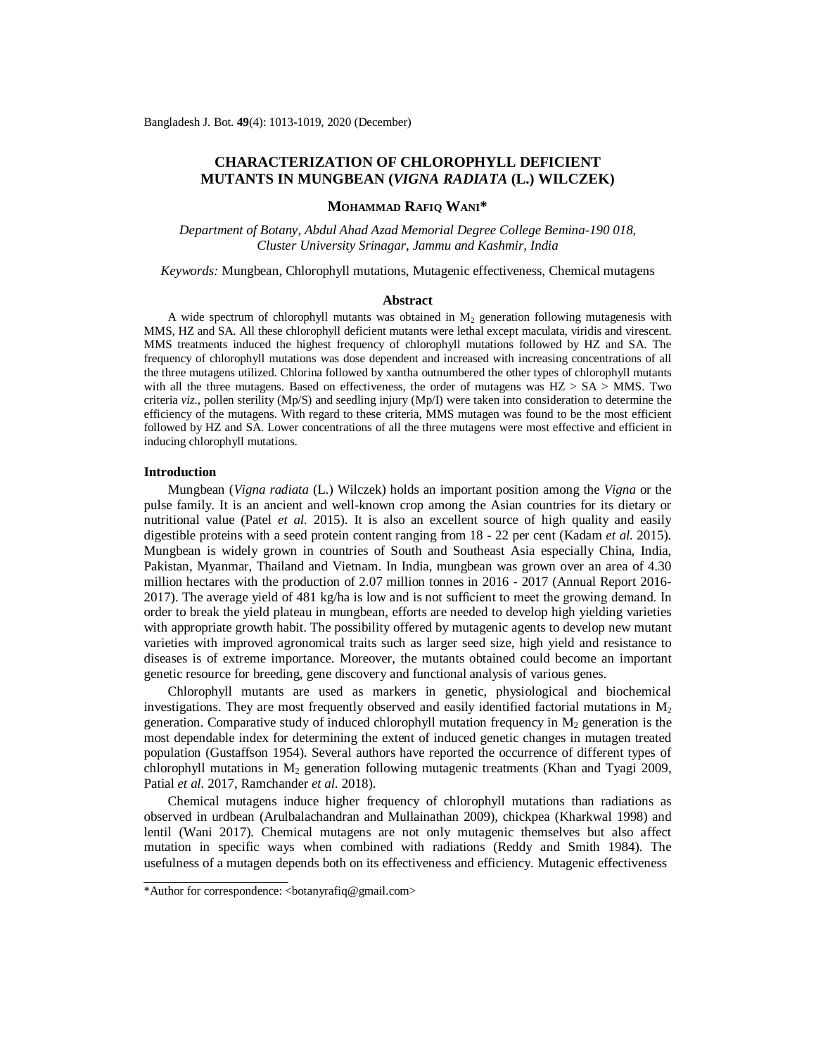# CHARACTERIZATION OF CHLOROPHYLL DEFICIENT MUTANTS IN MUNGBEAN (*VIGNA RADIATA* (L.) WILCZEK)

**MOHAMMAD RAFIQ WANI***

*Department of Botany, Abdul Ahad Azad Memorial Degree College Bemina-190 018, Cluster University Srinagar, Jammu and Kashmir, India*

*Keywords:* Mungbean, Chlorophyll mutations, Mutagenic effectiveness, Chemical mutagens

## Abstract

A wide spectrum of chlorophyll mutants was obtained in $M_2$ generation following mutagenesis with MMS, HZ and SA. All these chlorophyll deficient mutants were lethal except maculata, viridis and virescent. MMS treatments induced the highest frequency of chlorophyll mutations followed by HZ and SA. The frequency of chlorophyll mutations was dose dependent and increased with increasing concentrations of all the three mutagens utilized. Chlorina followed by xantha outnumbered the other types of chlorophyll mutants with all the three mutagens. Based on effectiveness, the order of mutagens was HZ > SA > MMS. Two criteria *viz.*, pollen sterility (Mp/S) and seedling injury (Mp/I) were taken into consideration to determine the efficiency of the mutagens. With regard to these criteria, MMS mutagen was found to be the most efficient followed by HZ and SA. Lower concentrations of all the three mutagens were most effective and efficient in inducing chlorophyll mutations.

## Introduction

Mungbean (*Vigna radiata* (L.) Wilczek) holds an important position among the *Vigna* or the pulse family. It is an ancient and well-known crop among the Asian countries for its dietary or nutritional value (Patel *et al.* 2015). It is also an excellent source of high quality and easily digestible proteins with a seed protein content ranging from 18 - 22 per cent (Kadam *et al.* 2015). Mungbean is widely grown in countries of South and Southeast Asia especially China, India, Pakistan, Myanmar, Thailand and Vietnam. In India, mungbean was grown over an area of 4.30 million hectares with the production of 2.07 million tonnes in 2016 - 2017 (Annual Report 2016-2017). The average yield of 481 kg/ha is low and is not sufficient to meet the growing demand. In order to break the yield plateau in mungbean, efforts are needed to develop high yielding varieties with appropriate growth habit. The possibility offered by mutagenic agents to develop new mutant varieties with improved agronomical traits such as larger seed size, high yield and resistance to diseases is of extreme importance. Moreover, the mutants obtained could become an important genetic resource for breeding, gene discovery and functional analysis of various genes.

Chlorophyll mutants are used as markers in genetic, physiological and biochemical investigations. They are most frequently observed and easily identified factorial mutations in $M_2$ generation. Comparative study of induced chlorophyll mutation frequency in $M_2$ generation is the most dependable index for determining the extent of induced genetic changes in mutagen treated population (Gustaffson 1954). Several authors have reported the occurrence of different types of chlorophyll mutations in $M_2$ generation following mutagenic treatments (Khan and Tyagi 2009, Patial *et al.* 2017, Ramchander *et al.* 2018).

Chemical mutagens induce higher frequency of chlorophyll mutations than radiations as observed in urdbean (Arulbalachandran and Mullainathan 2009), chickpea (Kharkwal 1998) and lentil (Wani 2017). Chemical mutagens are not only mutagenic themselves but also affect mutation in specific ways when combined with radiations (Reddy and Smith 1984). The usefulness of a mutagen depends both on its effectiveness and efficiency. Mutagenic effectiveness

*Author for correspondence: <botanyrafiq@gmail.com>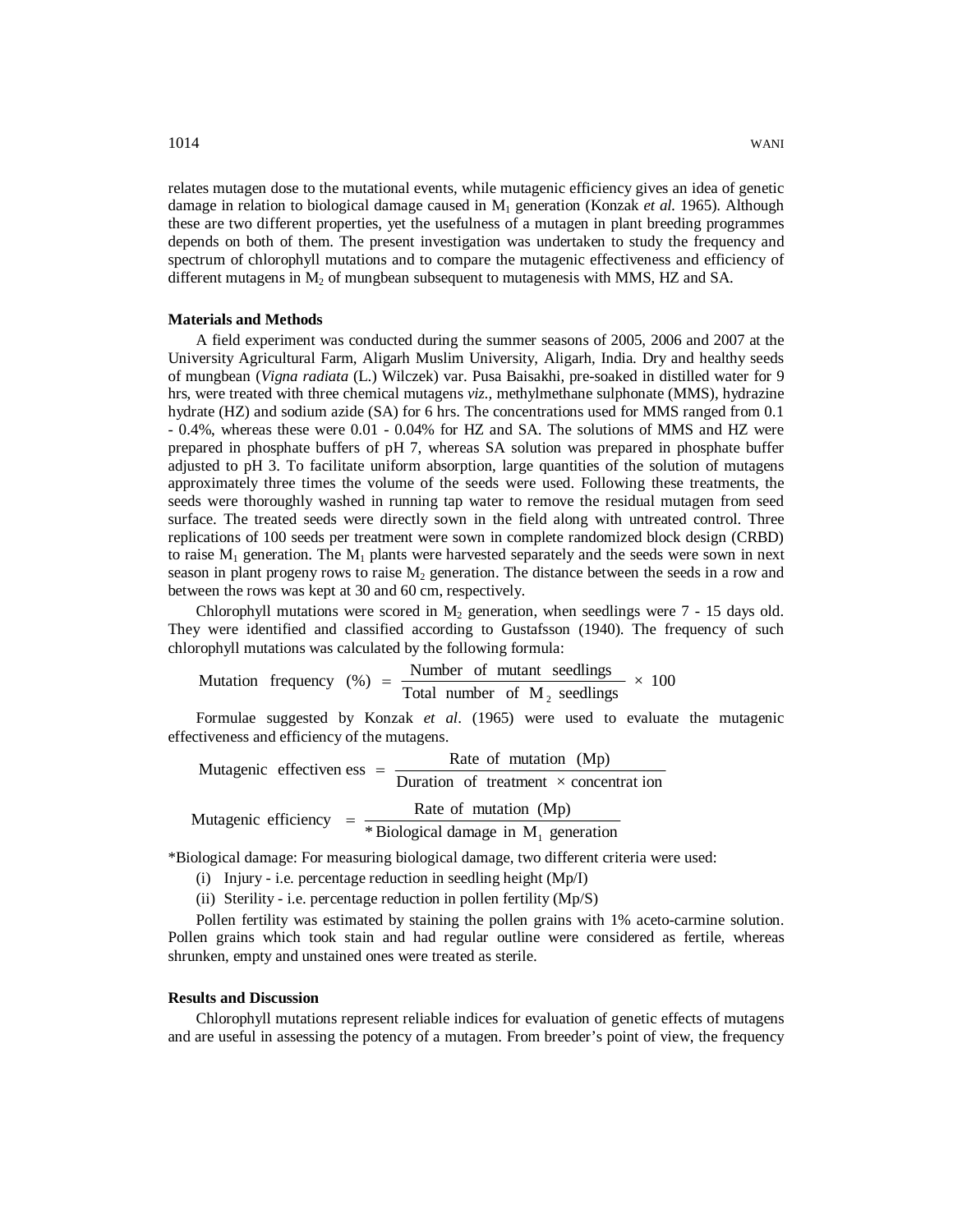relates mutagen dose to the mutational events, while mutagenic efficiency gives an idea of genetic damage in relation to biological damage caused in $M_1$ generation (Konzak *et al.* 1965). Although these are two different properties, yet the usefulness of a mutagen in plant breeding programmes depends on both of them. The present investigation was undertaken to study the frequency and spectrum of chlorophyll mutations and to compare the mutagenic effectiveness and efficiency of different mutagens in $M_2$ of mungbean subsequent to mutagenesis with MMS, HZ and SA.

## Materials and Methods

A field experiment was conducted during the summer seasons of 2005, 2006 and 2007 at the University Agricultural Farm, Aligarh Muslim University, Aligarh, India. Dry and healthy seeds of mungbean (*Vigna radiata* (L.) Wilczek) var. Pusa Baisakhi, pre-soaked in distilled water for 9 hrs, were treated with three chemical mutagens *viz.*, methylmethane sulphonate (MMS), hydrazine hydrate (HZ) and sodium azide (SA) for 6 hrs. The concentrations used for MMS ranged from 0.1 - 0.4%, whereas these were 0.01 - 0.04% for HZ and SA. The solutions of MMS and HZ were prepared in phosphate buffers of pH 7, whereas SA solution was prepared in phosphate buffer adjusted to pH 3. To facilitate uniform absorption, large quantities of the solution of mutagens approximately three times the volume of the seeds were used. Following these treatments, the seeds were thoroughly washed in running tap water to remove the residual mutagen from seed surface. The treated seeds were directly sown in the field along with untreated control. Three replications of 100 seeds per treatment were sown in complete randomized block design (CRBD) to raise $M_1$ generation. The $M_1$ plants were harvested separately and the seeds were sown in next season in plant progeny rows to raise $M_2$ generation. The distance between the seeds in a row and between the rows was kept at 30 and 60 cm, respectively.

Chlorophyll mutations were scored in $M_2$ generation, when seedlings were 7 - 15 days old. They were identified and classified according to Gustafsson (1940). The frequency of such chlorophyll mutations was calculated by the following formula:

$$\text{Mutation frequency (\%)} = \frac{\text{Number of mutant seedlings}}{\text{Total number of } M_2 \text{ seedlings}} \times 100$$

Formulae suggested by Konzak *et al*. (1965) were used to evaluate the mutagenic effectiveness and efficiency of the mutagens.

$$\text{Mutagenic effectiveness} = \frac{\text{Rate of mutation (Mp)}}{\text{Duration of treatment} \times \text{concentration}}$$

$$\text{Mutagenic efficiency} = \frac{\text{Rate of mutation (Mp)}}{\text{*Biological damage in } M_1 \text{ generation}}$$

*Biological damage: For measuring biological damage, two different criteria were used:

(i) Injury - i.e. percentage reduction in seedling height (Mp/I)

(ii) Sterility - i.e. percentage reduction in pollen fertility (Mp/S)

Pollen fertility was estimated by staining the pollen grains with 1% aceto-carmine solution. Pollen grains which took stain and had regular outline were considered as fertile, whereas shrunken, empty and unstained ones were treated as sterile.

## Results and Discussion

Chlorophyll mutations represent reliable indices for evaluation of genetic effects of mutagens and are useful in assessing the potency of a mutagen. From breeder's point of view, the frequency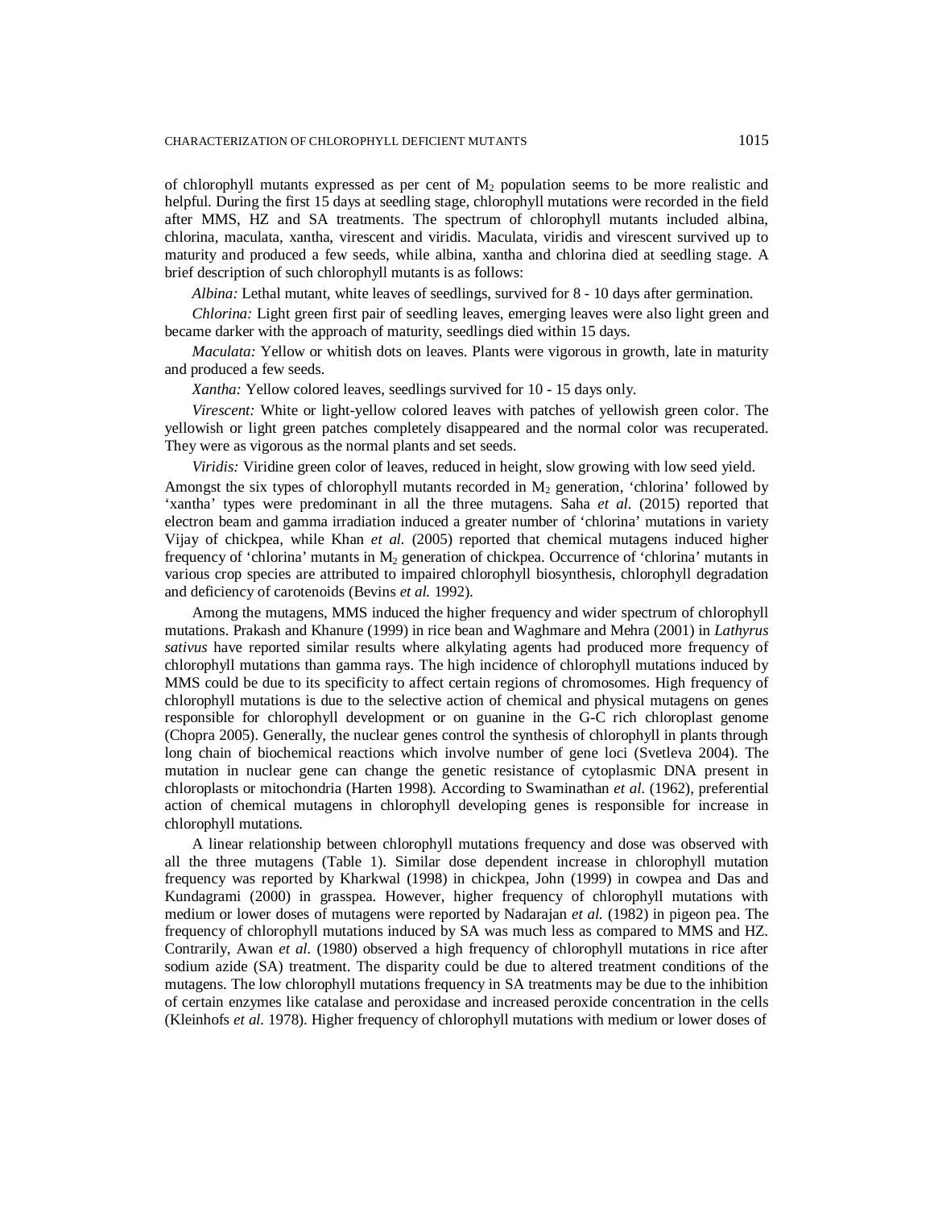of chlorophyll mutants expressed as per cent of $M_2$ population seems to be more realistic and helpful. During the first 15 days at seedling stage, chlorophyll mutations were recorded in the field after MMS, HZ and SA treatments. The spectrum of chlorophyll mutants included albina, chlorina, maculata, xantha, virescent and viridis. Maculata, viridis and virescent survived up to maturity and produced a few seeds, while albina, xantha and chlorina died at seedling stage. A brief description of such chlorophyll mutants is as follows:

*Albina:* Lethal mutant, white leaves of seedlings, survived for 8 - 10 days after germination.

*Chlorina:* Light green first pair of seedling leaves, emerging leaves were also light green and became darker with the approach of maturity, seedlings died within 15 days.

*Maculata:* Yellow or whitish dots on leaves. Plants were vigorous in growth, late in maturity and produced a few seeds.

*Xantha:* Yellow colored leaves, seedlings survived for 10 - 15 days only.

*Virescent:* White or light-yellow colored leaves with patches of yellowish green color. The yellowish or light green patches completely disappeared and the normal color was recuperated. They were as vigorous as the normal plants and set seeds.

*Viridis:* Viridine green color of leaves, reduced in height, slow growing with low seed yield.

Amongst the six types of chlorophyll mutants recorded in $M_2$ generation, 'chlorina' followed by 'xantha' types were predominant in all the three mutagens. Saha *et al.* (2015) reported that electron beam and gamma irradiation induced a greater number of 'chlorina' mutations in variety Vijay of chickpea, while Khan *et al.* (2005) reported that chemical mutagens induced higher frequency of 'chlorina' mutants in $M_2$ generation of chickpea. Occurrence of 'chlorina' mutants in various crop species are attributed to impaired chlorophyll biosynthesis, chlorophyll degradation and deficiency of carotenoids (Bevins *et al.* 1992).

Among the mutagens, MMS induced the higher frequency and wider spectrum of chlorophyll mutations. Prakash and Khanure (1999) in rice bean and Waghmare and Mehra (2001) in *Lathyrus sativus* have reported similar results where alkylating agents had produced more frequency of chlorophyll mutations than gamma rays. The high incidence of chlorophyll mutations induced by MMS could be due to its specificity to affect certain regions of chromosomes. High frequency of chlorophyll mutations is due to the selective action of chemical and physical mutagens on genes responsible for chlorophyll development or on guanine in the G-C rich chloroplast genome (Chopra 2005). Generally, the nuclear genes control the synthesis of chlorophyll in plants through long chain of biochemical reactions which involve number of gene loci (Svetleva 2004). The mutation in nuclear gene can change the genetic resistance of cytoplasmic DNA present in chloroplasts or mitochondria (Harten 1998). According to Swaminathan *et al.* (1962), preferential action of chemical mutagens in chlorophyll developing genes is responsible for increase in chlorophyll mutations.

A linear relationship between chlorophyll mutations frequency and dose was observed with all the three mutagens (Table 1). Similar dose dependent increase in chlorophyll mutation frequency was reported by Kharkwal (1998) in chickpea, John (1999) in cowpea and Das and Kundagrami (2000) in grasspea. However, higher frequency of chlorophyll mutations with medium or lower doses of mutagens were reported by Nadarajan *et al.* (1982) in pigeon pea. The frequency of chlorophyll mutations induced by SA was much less as compared to MMS and HZ. Contrarily, Awan *et al.* (1980) observed a high frequency of chlorophyll mutations in rice after sodium azide (SA) treatment. The disparity could be due to altered treatment conditions of the mutagens. The low chlorophyll mutations frequency in SA treatments may be due to the inhibition of certain enzymes like catalase and peroxidase and increased peroxide concentration in the cells (Kleinhofs *et al.* 1978). Higher frequency of chlorophyll mutations with medium or lower doses of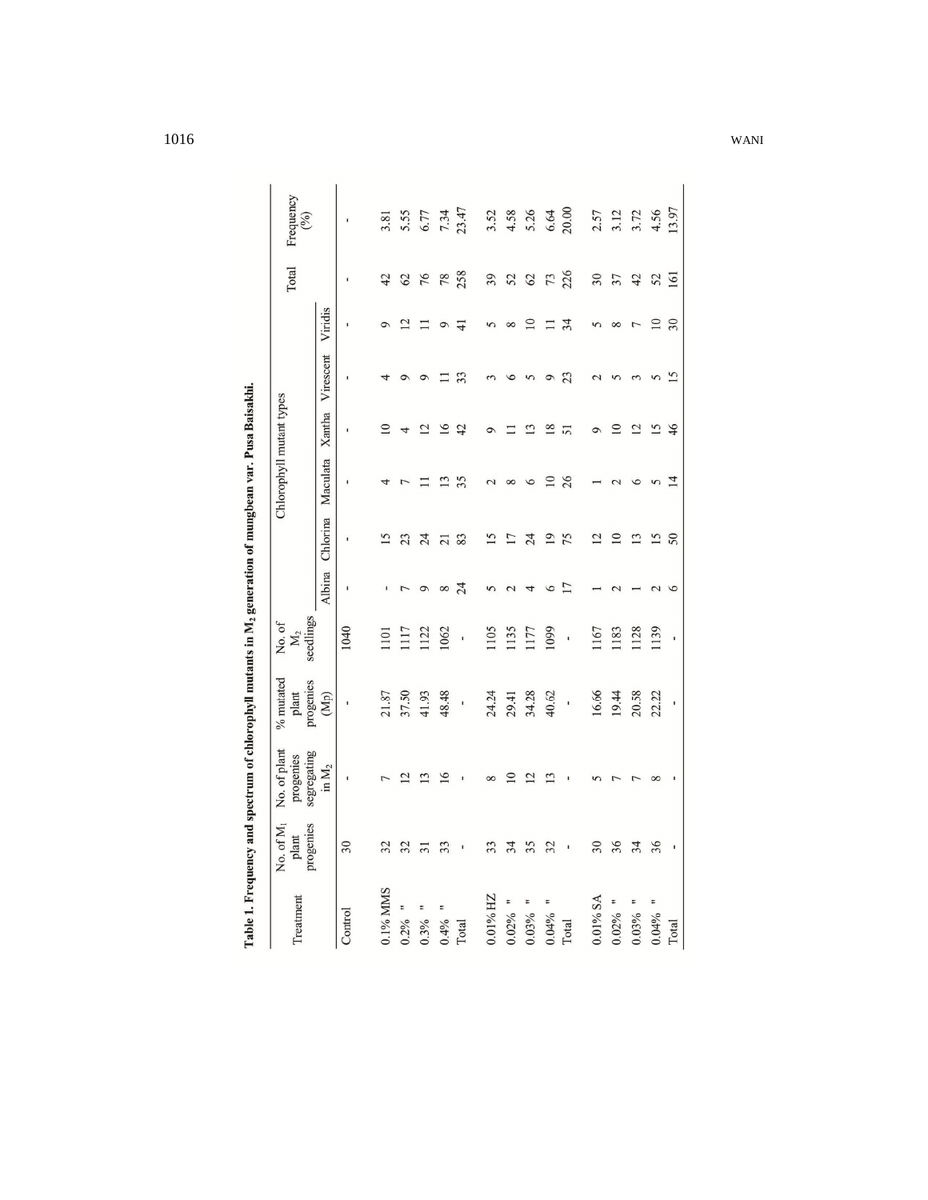**Table 1. Frequency and spectrum of chlorophyll mutants in $M_2$ generation of mungbean var. Pusa Baisakhi.**

| Treatment | No. of $M_1$ plant progenies | No. of plant progenies segregating in $M_2$ | % mutated plant progenies ($M_2$) | No. of $M_2$ seedlings | Chlorophyll mutant types | | | | | | Total | Frequency (%) |
|---|---|---|---|---|---|---|---|---|---|---|---|---|
| | | | | | Albina | Chlorina | Maculata | Xantha | Virescent | Viridis | | |
| Control | 30 | - | - | 1040 | - | - | - | - | - | - | - | - |
| 0.1% MMS | 32 | 7 | 21.87 | 1101 | - | 15 | 4 | 10 | 4 | 9 | 42 | 3.81 |
| 0.2% " | 32 | 12 | 37.50 | 1117 | 7 | 23 | 7 | 4 | 9 | 12 | 62 | 5.55 |
| 0.3% " | 31 | 13 | 41.93 | 1122 | 9 | 24 | 11 | 12 | 9 | 11 | 76 | 6.77 |
| 0.4% " | 33 | 16 | 48.48 | 1062 | 8 | 21 | 13 | 16 | 11 | 9 | 78 | 7.34 |
| Total | - | - | - | - | 24 | 83 | 35 | 42 | 33 | 41 | 258 | 23.47 |
| 0.01% HZ | 33 | 8 | 24.24 | 1105 | 5 | 15 | 2 | 9 | 3 | 5 | 39 | 3.52 |
| 0.02% " | 34 | 10 | 29.41 | 1135 | 2 | 17 | 8 | 11 | 6 | 8 | 52 | 4.58 |
| 0.03% " | 35 | 12 | 34.28 | 1177 | 4 | 24 | 6 | 13 | 5 | 10 | 62 | 5.26 |
| 0.04% " | 32 | 13 | 40.62 | 1099 | 6 | 19 | 10 | 18 | 9 | 11 | 73 | 6.64 |
| Total | - | - | - | - | 17 | 75 | 26 | 51 | 23 | 34 | 226 | 20.00 |
| 0.01% SA | 30 | 5 | 16.66 | 1167 | 1 | 12 | 1 | 9 | 2 | 5 | 30 | 2.57 |
| 0.02% " | 36 | 7 | 19.44 | 1183 | 2 | 10 | 2 | 10 | 5 | 8 | 37 | 3.12 |
| 0.03% " | 34 | 7 | 20.58 | 1128 | 1 | 13 | 6 | 12 | 3 | 7 | 42 | 3.72 |
| 0.04% " | 36 | 8 | 22.22 | 1139 | 2 | 15 | 5 | 15 | 5 | 10 | 52 | 4.56 |
| Total | - | - | - | - | 6 | 50 | 14 | 46 | 15 | 30 | 161 | 13.97 |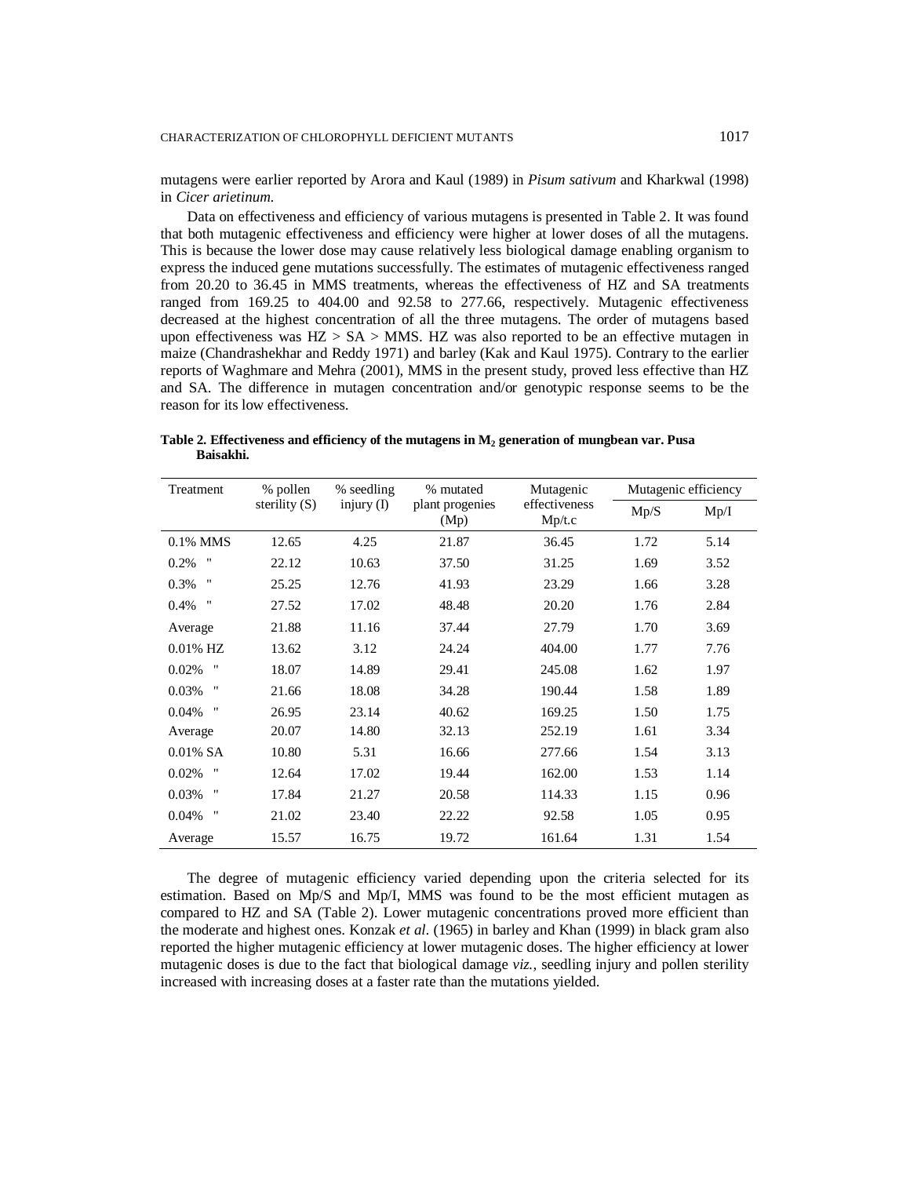mutagens were earlier reported by Arora and Kaul (1989) in *Pisum sativum* and Kharkwal (1998) in *Cicer arietinum.*

Data on effectiveness and efficiency of various mutagens is presented in Table 2. It was found that both mutagenic effectiveness and efficiency were higher at lower doses of all the mutagens. This is because the lower dose may cause relatively less biological damage enabling organism to express the induced gene mutations successfully. The estimates of mutagenic effectiveness ranged from 20.20 to 36.45 in MMS treatments, whereas the effectiveness of HZ and SA treatments ranged from 169.25 to 404.00 and 92.58 to 277.66, respectively. Mutagenic effectiveness decreased at the highest concentration of all the three mutagens. The order of mutagens based upon effectiveness was HZ > SA > MMS. HZ was also reported to be an effective mutagen in maize (Chandrashekhar and Reddy 1971) and barley (Kak and Kaul 1975). Contrary to the earlier reports of Waghmare and Mehra (2001), MMS in the present study, proved less effective than HZ and SA. The difference in mutagen concentration and/or genotypic response seems to be the reason for its low effectiveness.

**Table 2. Effectiveness and efficiency of the mutagens in $M_2$ generation of mungbean var. Pusa Baisakhi.**

| Treatment | % pollen sterility (S) | % seedling injury (I) | % mutated plant progenies (Mp) | Mutagenic effectiveness Mp/t.c | Mutagenic efficiency | |
|---|---|---|---|---|---|---|
| | | | | | Mp/S | Mp/I |
| 0.1% MMS | 12.65 | 4.25 | 21.87 | 36.45 | 1.72 | 5.14 |
| 0.2% " | 22.12 | 10.63 | 37.50 | 31.25 | 1.69 | 3.52 |
| 0.3% " | 25.25 | 12.76 | 41.93 | 23.29 | 1.66 | 3.28 |
| 0.4% " | 27.52 | 17.02 | 48.48 | 20.20 | 1.76 | 2.84 |
| Average | 21.88 | 11.16 | 37.44 | 27.79 | 1.70 | 3.69 |
| 0.01% HZ | 13.62 | 3.12 | 24.24 | 404.00 | 1.77 | 7.76 |
| 0.02% " | 18.07 | 14.89 | 29.41 | 245.08 | 1.62 | 1.97 |
| 0.03% " | 21.66 | 18.08 | 34.28 | 190.44 | 1.58 | 1.89 |
| 0.04% " | 26.95 | 23.14 | 40.62 | 169.25 | 1.50 | 1.75 |
| Average | 20.07 | 14.80 | 32.13 | 252.19 | 1.61 | 3.34 |
| 0.01% SA | 10.80 | 5.31 | 16.66 | 277.66 | 1.54 | 3.13 |
| 0.02% " | 12.64 | 17.02 | 19.44 | 162.00 | 1.53 | 1.14 |
| 0.03% " | 17.84 | 21.27 | 20.58 | 114.33 | 1.15 | 0.96 |
| 0.04% " | 21.02 | 23.40 | 22.22 | 92.58 | 1.05 | 0.95 |
| Average | 15.57 | 16.75 | 19.72 | 161.64 | 1.31 | 1.54 |

The degree of mutagenic efficiency varied depending upon the criteria selected for its estimation. Based on Mp/S and Mp/I, MMS was found to be the most efficient mutagen as compared to HZ and SA (Table 2). Lower mutagenic concentrations proved more efficient than the moderate and highest ones. Konzak *et al.* (1965) in barley and Khan (1999) in black gram also reported the higher mutagenic efficiency at lower mutagenic doses. The higher efficiency at lower mutagenic doses is due to the fact that biological damage *viz.*, seedling injury and pollen sterility increased with increasing doses at a faster rate than the mutations yielded.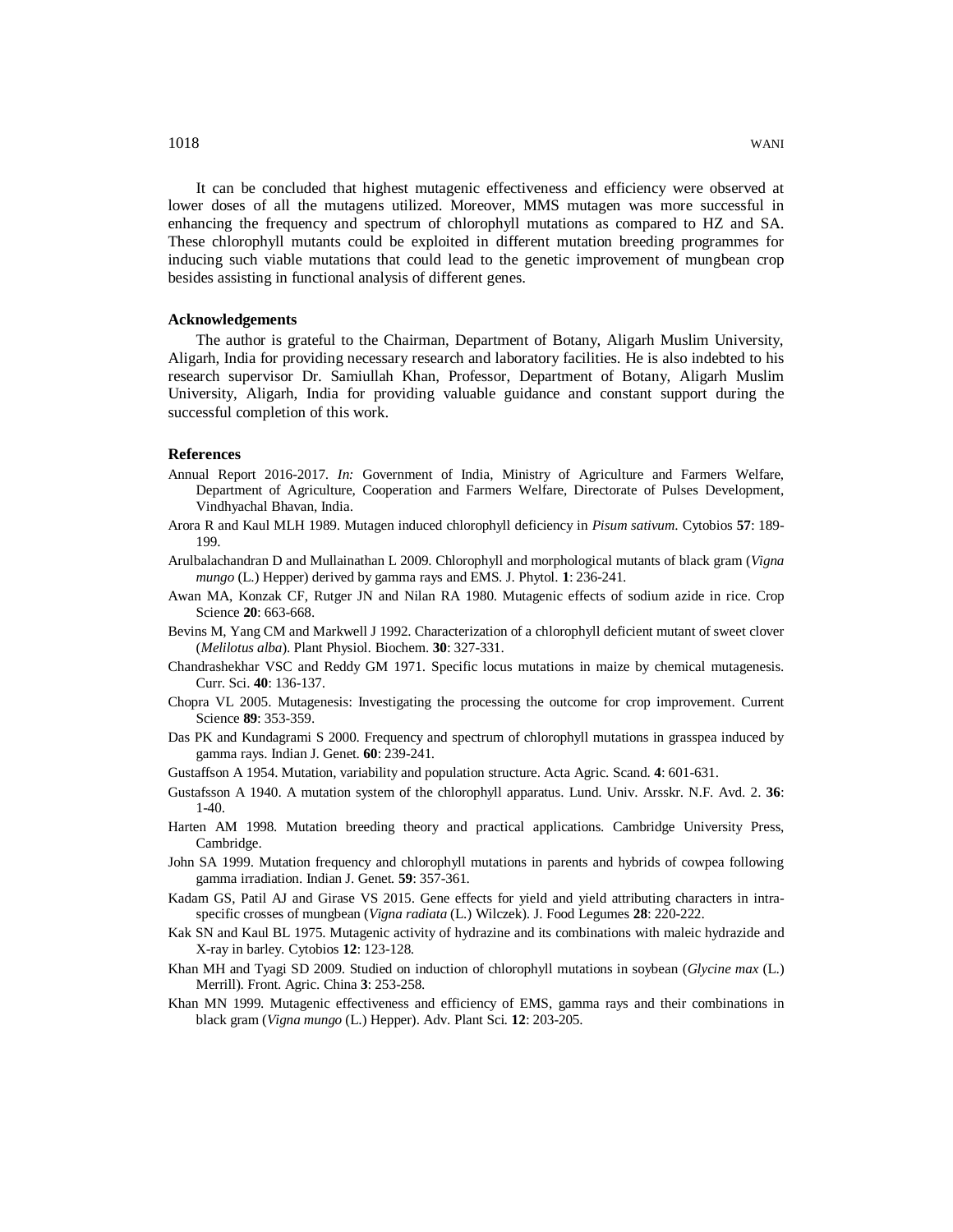It can be concluded that highest mutagenic effectiveness and efficiency were observed at lower doses of all the mutagens utilized. Moreover, MMS mutagen was more successful in enhancing the frequency and spectrum of chlorophyll mutations as compared to HZ and SA. These chlorophyll mutants could be exploited in different mutation breeding programmes for inducing such viable mutations that could lead to the genetic improvement of mungbean crop besides assisting in functional analysis of different genes.

## Acknowledgements

The author is grateful to the Chairman, Department of Botany, Aligarh Muslim University, Aligarh, India for providing necessary research and laboratory facilities. He is also indebted to his research supervisor Dr. Samiullah Khan, Professor, Department of Botany, Aligarh Muslim University, Aligarh, India for providing valuable guidance and constant support during the successful completion of this work.

## References

Annual Report 2016-2017. *In:* Government of India, Ministry of Agriculture and Farmers Welfare, Department of Agriculture, Cooperation and Farmers Welfare, Directorate of Pulses Development, Vindhyachal Bhavan, India.

Arora R and Kaul MLH 1989. Mutagen induced chlorophyll deficiency in *Pisum sativum*. Cytobios **57**: 189-199.

Arulbalachandran D and Mullainathan L 2009. Chlorophyll and morphological mutants of black gram (*Vigna mungo* (L.) Hepper) derived by gamma rays and EMS. J. Phytol. **1**: 236-241.

Awan MA, Konzak CF, Rutger JN and Nilan RA 1980. Mutagenic effects of sodium azide in rice. Crop Science **20**: 663-668.

Bevins M, Yang CM and Markwell J 1992. Characterization of a chlorophyll deficient mutant of sweet clover (*Melilotus alba*). Plant Physiol. Biochem. **30**: 327-331.

Chandrashekhar VSC and Reddy GM 1971. Specific locus mutations in maize by chemical mutagenesis. Curr. Sci. **40**: 136-137.

Chopra VL 2005. Mutagenesis: Investigating the processing the outcome for crop improvement. Current Science **89**: 353-359.

Das PK and Kundagrami S 2000. Frequency and spectrum of chlorophyll mutations in grasspea induced by gamma rays. Indian J. Genet. **60**: 239-241.

Gustaffson A 1954. Mutation, variability and population structure. Acta Agric. Scand. **4**: 601-631.

Gustafsson A 1940. A mutation system of the chlorophyll apparatus. Lund. Univ. Arsskr. N.F. Avd. 2. **36**: 1-40.

Harten AM 1998. Mutation breeding theory and practical applications. Cambridge University Press, Cambridge.

John SA 1999. Mutation frequency and chlorophyll mutations in parents and hybrids of cowpea following gamma irradiation. Indian J. Genet. **59**: 357-361.

Kadam GS, Patil AJ and Girase VS 2015. Gene effects for yield and yield attributing characters in intra-specific crosses of mungbean (*Vigna radiata* (L.) Wilczek). J. Food Legumes **28**: 220-222.

Kak SN and Kaul BL 1975. Mutagenic activity of hydrazine and its combinations with maleic hydrazide and X-ray in barley. Cytobios **12**: 123-128.

Khan MH and Tyagi SD 2009. Studied on induction of chlorophyll mutations in soybean (*Glycine max* (L.) Merrill). Front. Agric. China **3**: 253-258.

Khan MN 1999. Mutagenic effectiveness and efficiency of EMS, gamma rays and their combinations in black gram (*Vigna mungo* (L.) Hepper). Adv. Plant Sci. **12**: 203-205.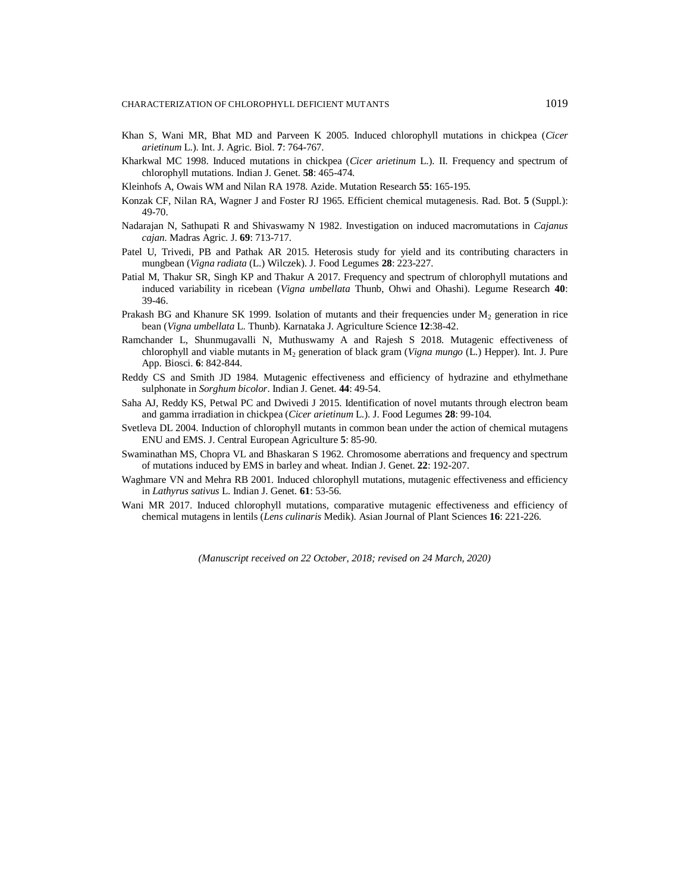Khan S, Wani MR, Bhat MD and Parveen K 2005. Induced chlorophyll mutations in chickpea (*Cicer arietinum* L.). Int. J. Agric. Biol. **7**: 764-767.

Kharkwal MC 1998. Induced mutations in chickpea (*Cicer arietinum* L.). II. Frequency and spectrum of chlorophyll mutations. Indian J. Genet. **58**: 465-474.

Kleinhofs A, Owais WM and Nilan RA 1978. Azide. Mutation Research **55**: 165-195.

Konzak CF, Nilan RA, Wagner J and Foster RJ 1965. Efficient chemical mutagenesis. Rad. Bot. **5** (Suppl.): 49-70.

Nadarajan N, Sathupati R and Shivaswamy N 1982. Investigation on induced macromutations in *Cajanus cajan*. Madras Agric. J. **69**: 713-717.

Patel U, Trivedi, PB and Pathak AR 2015. Heterosis study for yield and its contributing characters in mungbean (*Vigna radiata* (L.) Wilczek). J. Food Legumes **28**: 223-227.

Patial M, Thakur SR, Singh KP and Thakur A 2017. Frequency and spectrum of chlorophyll mutations and induced variability in ricebean (*Vigna umbellata* Thunb, Ohwi and Ohashi). Legume Research **40**: 39-46.

Prakash BG and Khanure SK 1999. Isolation of mutants and their frequencies under $M_2$ generation in rice bean (*Vigna umbellata* L. Thunb). Karnataka J. Agriculture Science **12**:38-42.

Ramchander L, Shunmugavalli N, Muthuswamy A and Rajesh S 2018. Mutagenic effectiveness of chlorophyll and viable mutants in $M_2$ generation of black gram (*Vigna mungo* (L.) Hepper). Int. J. Pure App. Biosci. **6**: 842-844.

Reddy CS and Smith JD 1984. Mutagenic effectiveness and efficiency of hydrazine and ethylmethane sulphonate in *Sorghum bicolor*. Indian J. Genet. **44**: 49-54.

Saha AJ, Reddy KS, Petwal PC and Dwivedi J 2015. Identification of novel mutants through electron beam and gamma irradiation in chickpea (*Cicer arietinum* L.). J. Food Legumes **28**: 99-104.

Svetleva DL 2004. Induction of chlorophyll mutants in common bean under the action of chemical mutagens ENU and EMS. J. Central European Agriculture **5**: 85-90.

Swaminathan MS, Chopra VL and Bhaskaran S 1962. Chromosome aberrations and frequency and spectrum of mutations induced by EMS in barley and wheat. Indian J. Genet. **22**: 192-207.

Waghmare VN and Mehra RB 2001. Induced chlorophyll mutations, mutagenic effectiveness and efficiency in *Lathyrus sativus* L. Indian J. Genet. **61**: 53-56.

Wani MR 2017. Induced chlorophyll mutations, comparative mutagenic effectiveness and efficiency of chemical mutagens in lentils (*Lens culinaris* Medik). Asian Journal of Plant Sciences **16**: 221-226.

*(Manuscript received on 22 October, 2018; revised on 24 March, 2020)*